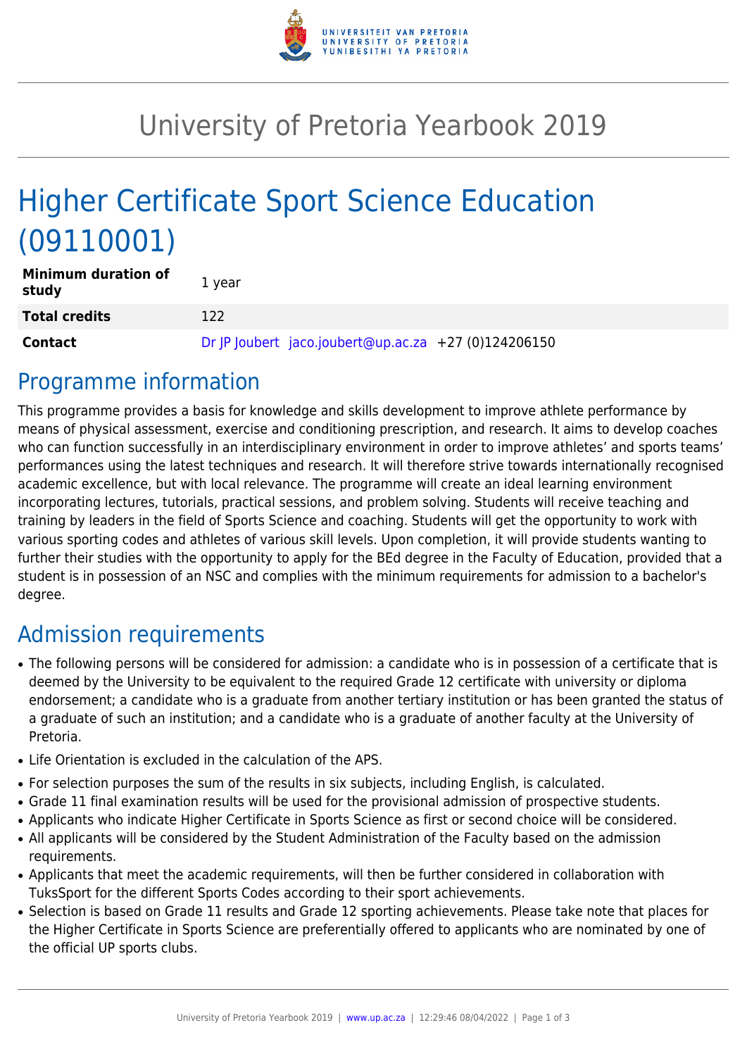# University of Pretoria Yearbook 2019

# Higher Certificate Sport Science Education (09110001)

| | |
|---|---|
| **Minimum duration of study** | 1 year |
| **Total credits** | 122 |
| **Contact** | Dr JP Joubert jaco.joubert@up.ac.za +27 (0)124206150 |

## Programme information

This programme provides a basis for knowledge and skills development to improve athlete performance by means of physical assessment, exercise and conditioning prescription, and research. It aims to develop coaches who can function successfully in an interdisciplinary environment in order to improve athletes' and sports teams' performances using the latest techniques and research. It will therefore strive towards internationally recognised academic excellence, but with local relevance. The programme will create an ideal learning environment incorporating lectures, tutorials, practical sessions, and problem solving. Students will receive teaching and training by leaders in the field of Sports Science and coaching. Students will get the opportunity to work with various sporting codes and athletes of various skill levels. Upon completion, it will provide students wanting to further their studies with the opportunity to apply for the BEd degree in the Faculty of Education, provided that a student is in possession of an NSC and complies with the minimum requirements for admission to a bachelor's degree.

## Admission requirements

- The following persons will be considered for admission: a candidate who is in possession of a certificate that is deemed by the University to be equivalent to the required Grade 12 certificate with university or diploma endorsement; a candidate who is a graduate from another tertiary institution or has been granted the status of a graduate of such an institution; and a candidate who is a graduate of another faculty at the University of Pretoria.
- Life Orientation is excluded in the calculation of the APS.
- For selection purposes the sum of the results in six subjects, including English, is calculated.
- Grade 11 final examination results will be used for the provisional admission of prospective students.
- Applicants who indicate Higher Certificate in Sports Science as first or second choice will be considered.
- All applicants will be considered by the Student Administration of the Faculty based on the admission requirements.
- Applicants that meet the academic requirements, will then be further considered in collaboration with TuksSport for the different Sports Codes according to their sport achievements.
- Selection is based on Grade 11 results and Grade 12 sporting achievements. Please take note that places for the Higher Certificate in Sports Science are preferentially offered to applicants who are nominated by one of the official UP sports clubs.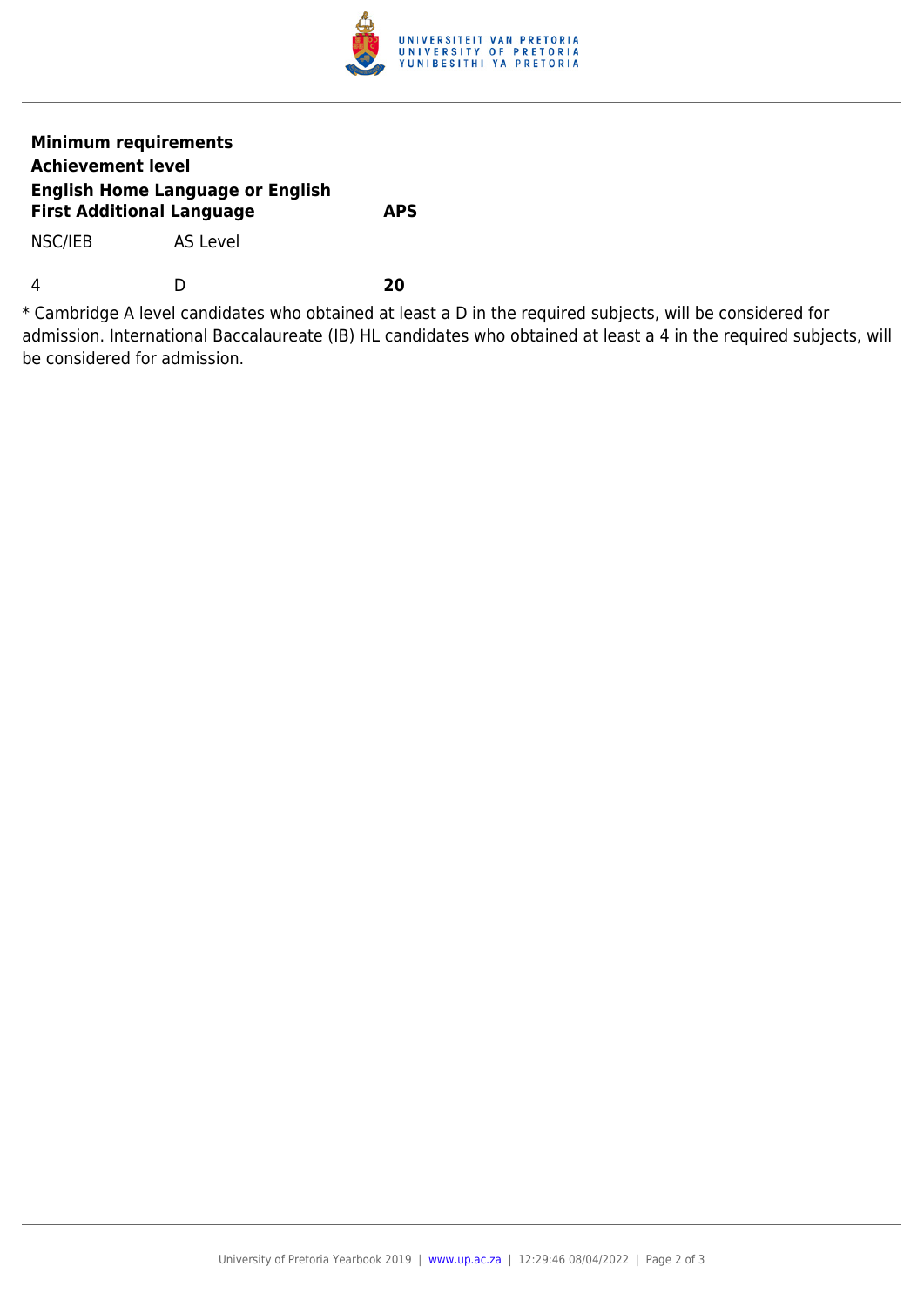| **Minimum requirements** | | |
|---|---|---|
| **Achievement level** | | |
| **English Home Language or English First Additional Language** | | **APS** |
| NSC/IEB | AS Level | |
| 4 | D | **20** |

* Cambridge A level candidates who obtained at least a D in the required subjects, will be considered for admission. International Baccalaureate (IB) HL candidates who obtained at least a 4 in the required subjects, will be considered for admission.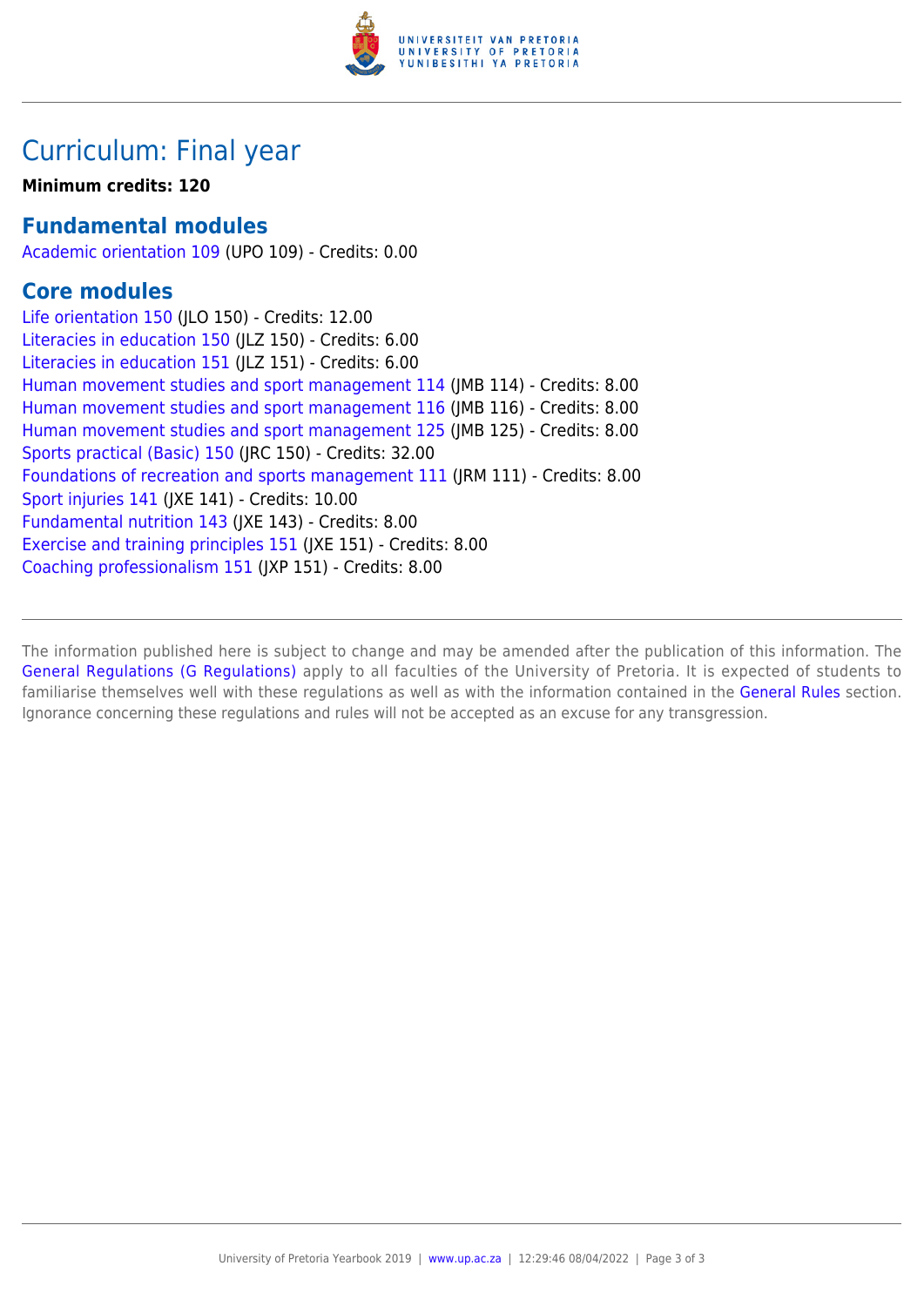# Curriculum: Final year

**Minimum credits: 120**

## Fundamental modules

Academic orientation 109 (UPO 109) - Credits: 0.00

## Core modules

Life orientation 150 (JLO 150) - Credits: 12.00
Literacies in education 150 (JLZ 150) - Credits: 6.00
Literacies in education 151 (JLZ 151) - Credits: 6.00
Human movement studies and sport management 114 (JMB 114) - Credits: 8.00
Human movement studies and sport management 116 (JMB 116) - Credits: 8.00
Human movement studies and sport management 125 (JMB 125) - Credits: 8.00
Sports practical (Basic) 150 (JRC 150) - Credits: 32.00
Foundations of recreation and sports management 111 (JRM 111) - Credits: 8.00
Sport injuries 141 (JXE 141) - Credits: 10.00
Fundamental nutrition 143 (JXE 143) - Credits: 8.00
Exercise and training principles 151 (JXE 151) - Credits: 8.00
Coaching professionalism 151 (JXP 151) - Credits: 8.00

The information published here is subject to change and may be amended after the publication of this information. The General Regulations (G Regulations) apply to all faculties of the University of Pretoria. It is expected of students to familiarise themselves well with these regulations as well as with the information contained in the General Rules section. Ignorance concerning these regulations and rules will not be accepted as an excuse for any transgression.